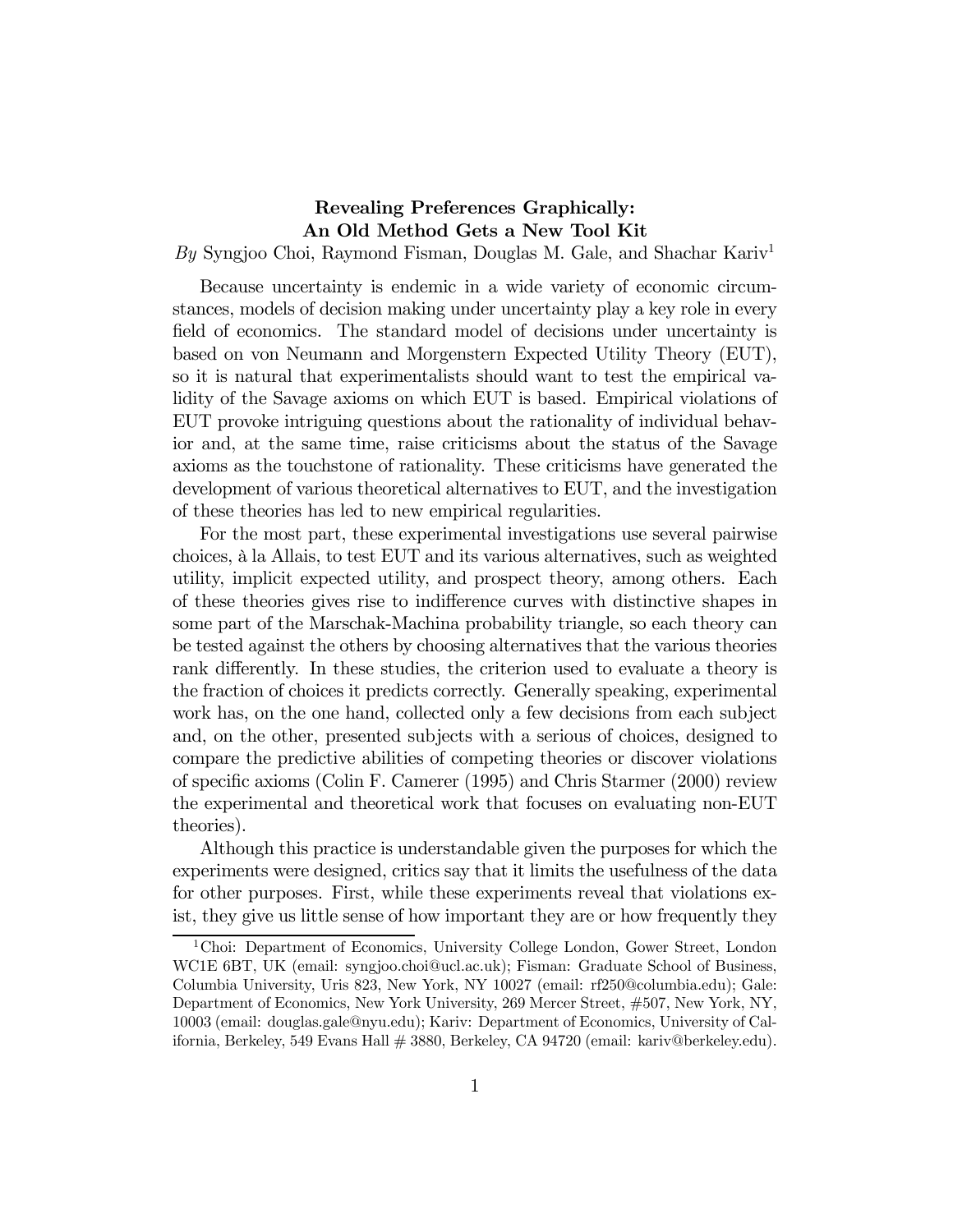# Revealing Preferences Graphically: An Old Method Gets a New Tool Kit

*By* Syngjoo Choi, Raymond Fisman, Douglas M. Gale, and Shachar Kariv[1]

Because uncertainty is endemic in a wide variety of economic circumstances, models of decision making under uncertainty play a key role in every field of economics. The standard model of decisions under uncertainty is based on von Neumann and Morgenstern Expected Utility Theory (EUT), so it is natural that experimentalists should want to test the empirical validity of the Savage axioms on which EUT is based. Empirical violations of EUT provoke intriguing questions about the rationality of individual behavior and, at the same time, raise criticisms about the status of the Savage axioms as the touchstone of rationality. These criticisms have generated the development of various theoretical alternatives to EUT, and the investigation of these theories has led to new empirical regularities.

For the most part, these experimental investigations use several pairwise choices, à la Allais, to test EUT and its various alternatives, such as weighted utility, implicit expected utility, and prospect theory, among others. Each of these theories gives rise to indifference curves with distinctive shapes in some part of the Marschak-Machina probability triangle, so each theory can be tested against the others by choosing alternatives that the various theories rank differently. In these studies, the criterion used to evaluate a theory is the fraction of choices it predicts correctly. Generally speaking, experimental work has, on the one hand, collected only a few decisions from each subject and, on the other, presented subjects with a serious of choices, designed to compare the predictive abilities of competing theories or discover violations of specific axioms (Colin F. Camerer (1995) and Chris Starmer (2000) review the experimental and theoretical work that focuses on evaluating non-EUT theories).

Although this practice is understandable given the purposes for which the experiments were designed, critics say that it limits the usefulness of the data for other purposes. First, while these experiments reveal that violations exist, they give us little sense of how important they are or how frequently they

---

[1] Choi: Department of Economics, University College London, Gower Street, London WC1E 6BT, UK (email: syngjoo.choi@ucl.ac.uk); Fisman: Graduate School of Business, Columbia University, Uris 823, New York, NY 10027 (email: rf250@columbia.edu); Gale: Department of Economics, New York University, 269 Mercer Street, #507, New York, NY, 10003 (email: douglas.gale@nyu.edu); Kariv: Department of Economics, University of California, Berkeley, 549 Evans Hall # 3880, Berkeley, CA 94720 (email: kariv@berkeley.edu).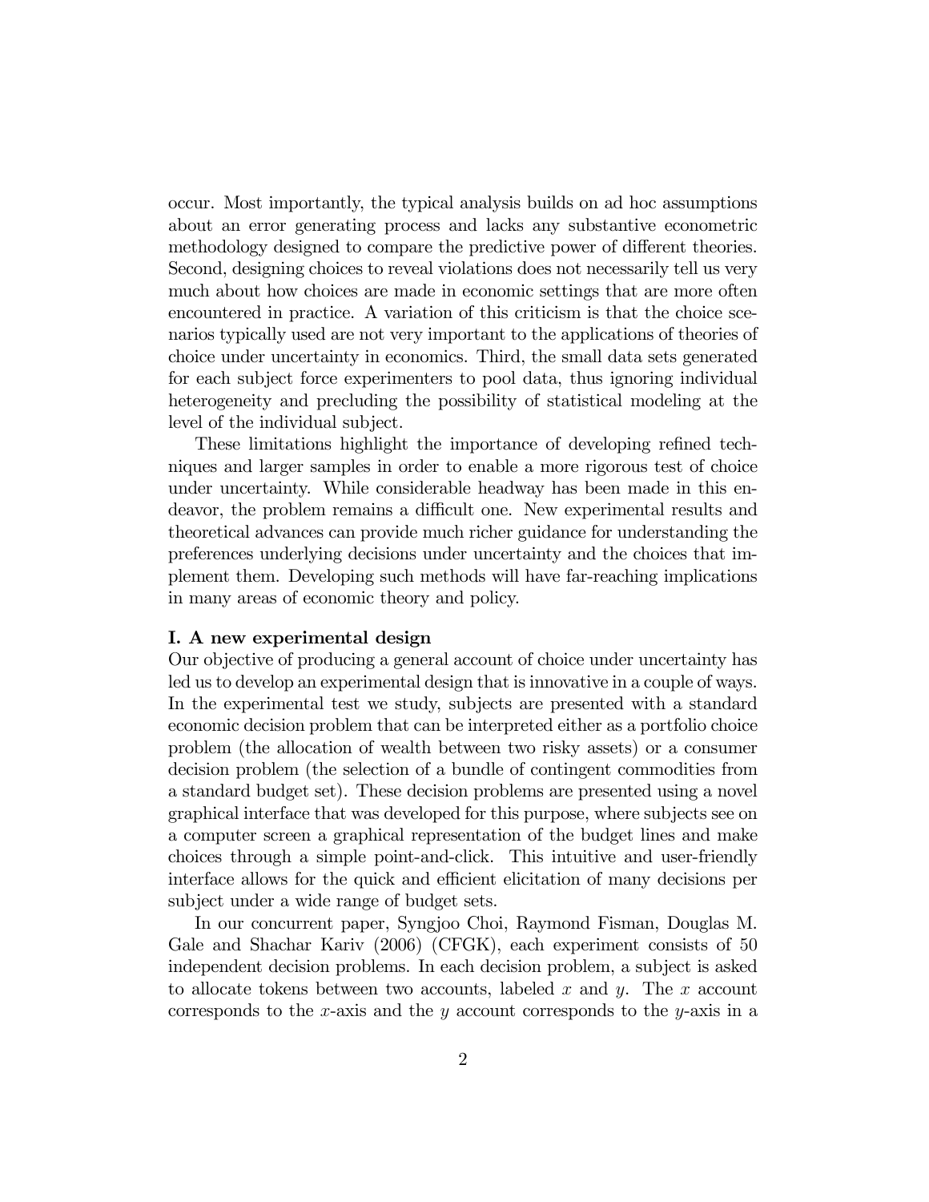occur. Most importantly, the typical analysis builds on ad hoc assumptions about an error generating process and lacks any substantive econometric methodology designed to compare the predictive power of different theories. Second, designing choices to reveal violations does not necessarily tell us very much about how choices are made in economic settings that are more often encountered in practice. A variation of this criticism is that the choice scenarios typically used are not very important to the applications of theories of choice under uncertainty in economics. Third, the small data sets generated for each subject force experimenters to pool data, thus ignoring individual heterogeneity and precluding the possibility of statistical modeling at the level of the individual subject.

These limitations highlight the importance of developing refined techniques and larger samples in order to enable a more rigorous test of choice under uncertainty. While considerable headway has been made in this endeavor, the problem remains a difficult one. New experimental results and theoretical advances can provide much richer guidance for understanding the preferences underlying decisions under uncertainty and the choices that implement them. Developing such methods will have far-reaching implications in many areas of economic theory and policy.

**I. A new experimental design**

Our objective of producing a general account of choice under uncertainty has led us to develop an experimental design that is innovative in a couple of ways. In the experimental test we study, subjects are presented with a standard economic decision problem that can be interpreted either as a portfolio choice problem (the allocation of wealth between two risky assets) or a consumer decision problem (the selection of a bundle of contingent commodities from a standard budget set). These decision problems are presented using a novel graphical interface that was developed for this purpose, where subjects see on a computer screen a graphical representation of the budget lines and make choices through a simple point-and-click. This intuitive and user-friendly interface allows for the quick and efficient elicitation of many decisions per subject under a wide range of budget sets.

In our concurrent paper, Syngjoo Choi, Raymond Fisman, Douglas M. Gale and Shachar Kariv (2006) (CFGK), each experiment consists of 50 independent decision problems. In each decision problem, a subject is asked to allocate tokens between two accounts, labeled $x$ and $y$. The $x$ account corresponds to the $x$-axis and the $y$ account corresponds to the $y$-axis in a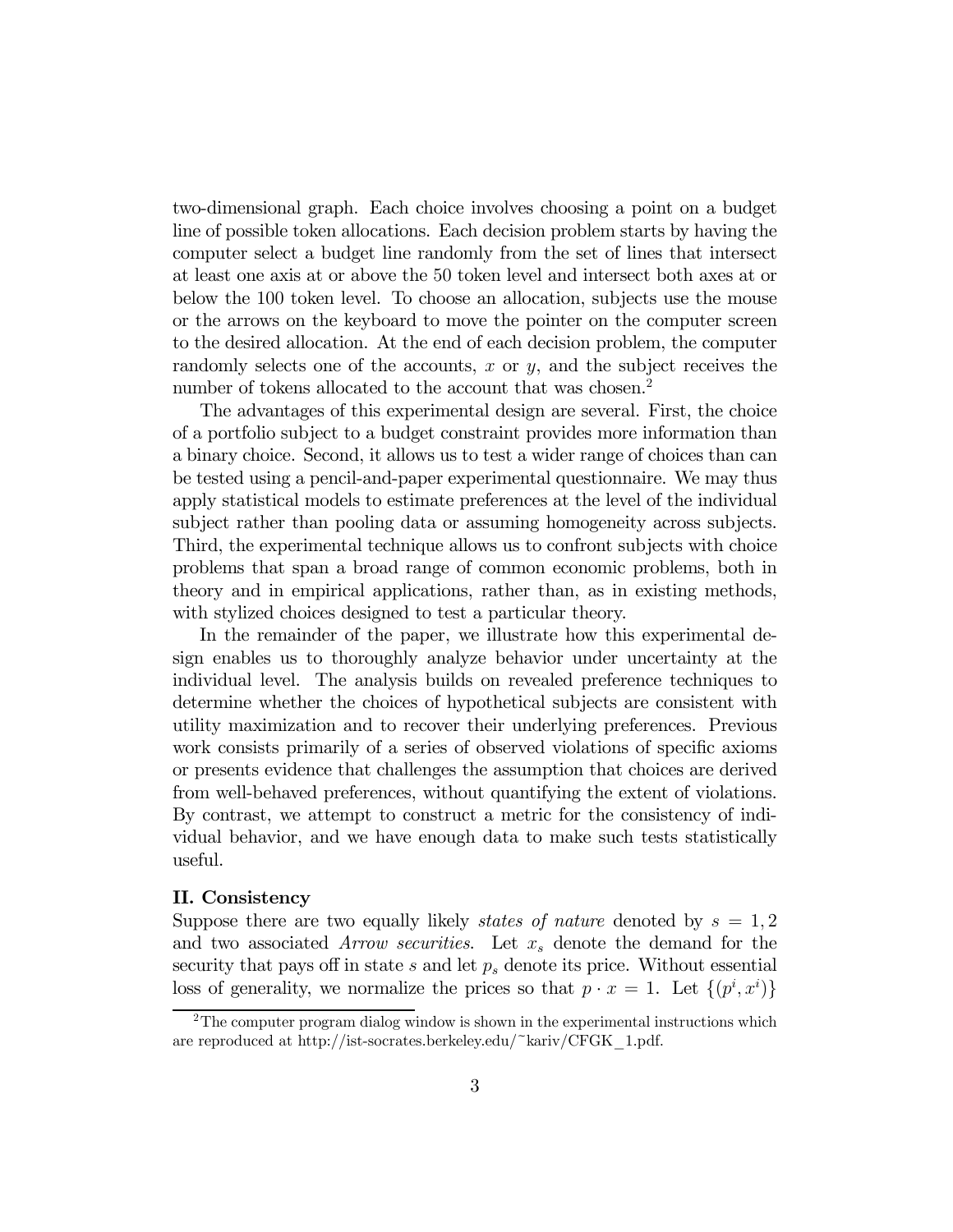two-dimensional graph. Each choice involves choosing a point on a budget line of possible token allocations. Each decision problem starts by having the computer select a budget line randomly from the set of lines that intersect at least one axis at or above the 50 token level and intersect both axes at or below the 100 token level. To choose an allocation, subjects use the mouse or the arrows on the keyboard to move the pointer on the computer screen to the desired allocation. At the end of each decision problem, the computer randomly selects one of the accounts, $x$ or $y$, and the subject receives the number of tokens allocated to the account that was chosen.[2]

The advantages of this experimental design are several. First, the choice of a portfolio subject to a budget constraint provides more information than a binary choice. Second, it allows us to test a wider range of choices than can be tested using a pencil-and-paper experimental questionnaire. We may thus apply statistical models to estimate preferences at the level of the individual subject rather than pooling data or assuming homogeneity across subjects. Third, the experimental technique allows us to confront subjects with choice problems that span a broad range of common economic problems, both in theory and in empirical applications, rather than, as in existing methods, with stylized choices designed to test a particular theory.

In the remainder of the paper, we illustrate how this experimental design enables us to thoroughly analyze behavior under uncertainty at the individual level. The analysis builds on revealed preference techniques to determine whether the choices of hypothetical subjects are consistent with utility maximization and to recover their underlying preferences. Previous work consists primarily of a series of observed violations of specific axioms or presents evidence that challenges the assumption that choices are derived from well-behaved preferences, without quantifying the extent of violations. By contrast, we attempt to construct a metric for the consistency of individual behavior, and we have enough data to make such tests statistically useful.

## II. Consistency

Suppose there are two equally likely *states of nature* denoted by $s = 1, 2$ and two associated *Arrow securities*. Let $x_s$ denote the demand for the security that pays off in state $s$ and let $p_s$ denote its price. Without essential loss of generality, we normalize the prices so that $p \cdot x = 1$. Let $\{(p^i, x^i)\}$

[2] The computer program dialog window is shown in the experimental instructions which are reproduced at http://ist-socrates.berkeley.edu/~kariv/CFGK_1.pdf.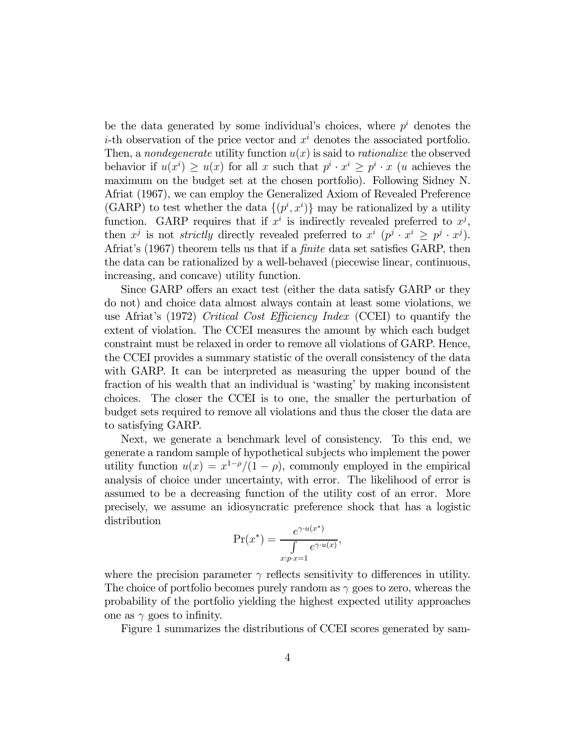be the data generated by some individual's choices, where $p^i$ denotes the $i$-th observation of the price vector and $x^i$ denotes the associated portfolio. Then, a *nondegenerate* utility function $u(x)$ is said to *rationalize* the observed behavior if $u(x^i) \geq u(x)$ for all $x$ such that $p^i \cdot x^i \geq p^i \cdot x$ ($u$ achieves the maximum on the budget set at the chosen portfolio). Following Sidney N. Afriat (1967), we can employ the Generalized Axiom of Revealed Preference (GARP) to test whether the data $\{(p^i, x^i)\}$ may be rationalized by a utility function. GARP requires that if $x^i$ is indirectly revealed preferred to $x^j$, then $x^j$ is not *strictly* directly revealed preferred to $x^i$ ($p^j \cdot x^i \geq p^j \cdot x^j$). Afriat's (1967) theorem tells us that if a *finite* data set satisfies GARP, then the data can be rationalized by a well-behaved (piecewise linear, continuous, increasing, and concave) utility function.

Since GARP offers an exact test (either the data satisfy GARP or they do not) and choice data almost always contain at least some violations, we use Afriat's (1972) *Critical Cost Efficiency Index* (CCEI) to quantify the extent of violation. The CCEI measures the amount by which each budget constraint must be relaxed in order to remove all violations of GARP. Hence, the CCEI provides a summary statistic of the overall consistency of the data with GARP. It can be interpreted as measuring the upper bound of the fraction of his wealth that an individual is 'wasting' by making inconsistent choices. The closer the CCEI is to one, the smaller the perturbation of budget sets required to remove all violations and thus the closer the data are to satisfying GARP.

Next, we generate a benchmark level of consistency. To this end, we generate a random sample of hypothetical subjects who implement the power utility function $u(x) = x^{1-\rho}/(1-\rho)$, commonly employed in the empirical analysis of choice under uncertainty, with error. The likelihood of error is assumed to be a decreasing function of the utility cost of an error. More precisely, we assume an idiosyncratic preference shock that has a logistic distribution

$$\Pr(x^*) = \frac{e^{\gamma \cdot u(x^*)}}{\int\limits_{x: p \cdot x = 1} e^{\gamma \cdot u(x)}},$$

where the precision parameter $\gamma$ reflects sensitivity to differences in utility. The choice of portfolio becomes purely random as $\gamma$ goes to zero, whereas the probability of the portfolio yielding the highest expected utility approaches one as $\gamma$ goes to infinity.

Figure 1 summarizes the distributions of CCEI scores generated by sam-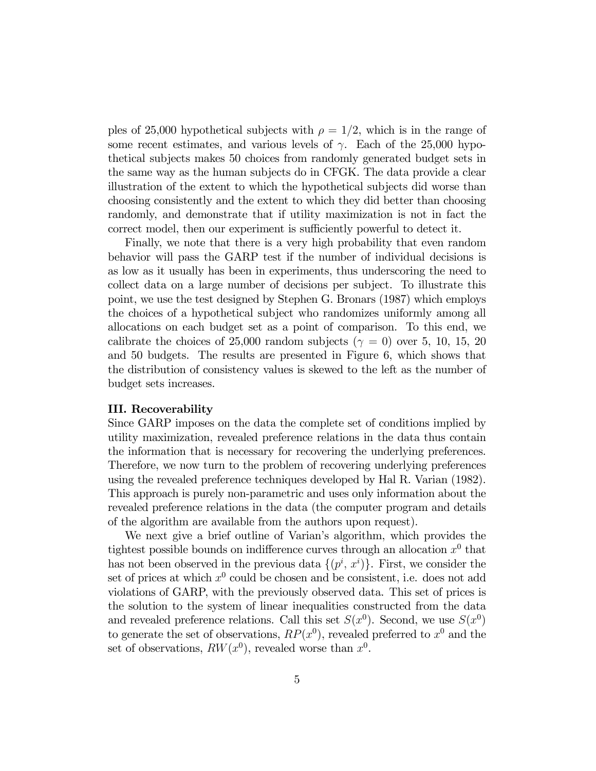ples of 25,000 hypothetical subjects with $\rho = 1/2$, which is in the range of some recent estimates, and various levels of $\gamma$. Each of the 25,000 hypothetical subjects makes 50 choices from randomly generated budget sets in the same way as the human subjects do in CFGK. The data provide a clear illustration of the extent to which the hypothetical subjects did worse than choosing consistently and the extent to which they did better than choosing randomly, and demonstrate that if utility maximization is not in fact the correct model, then our experiment is sufficiently powerful to detect it.

Finally, we note that there is a very high probability that even random behavior will pass the GARP test if the number of individual decisions is as low as it usually has been in experiments, thus underscoring the need to collect data on a large number of decisions per subject. To illustrate this point, we use the test designed by Stephen G. Bronars (1987) which employs the choices of a hypothetical subject who randomizes uniformly among all allocations on each budget set as a point of comparison. To this end, we calibrate the choices of 25,000 random subjects ($\gamma = 0$) over 5, 10, 15, 20 and 50 budgets. The results are presented in Figure 6, which shows that the distribution of consistency values is skewed to the left as the number of budget sets increases.

**III. Recoverability**

Since GARP imposes on the data the complete set of conditions implied by utility maximization, revealed preference relations in the data thus contain the information that is necessary for recovering the underlying preferences. Therefore, we now turn to the problem of recovering underlying preferences using the revealed preference techniques developed by Hal R. Varian (1982). This approach is purely non-parametric and uses only information about the revealed preference relations in the data (the computer program and details of the algorithm are available from the authors upon request).

We next give a brief outline of Varian's algorithm, which provides the tightest possible bounds on indifference curves through an allocation $x^0$ that has not been observed in the previous data $\{(p^i, x^i)\}$. First, we consider the set of prices at which $x^0$ could be chosen and be consistent, i.e. does not add violations of GARP, with the previously observed data. This set of prices is the solution to the system of linear inequalities constructed from the data and revealed preference relations. Call this set $S(x^0)$. Second, we use $S(x^0)$ to generate the set of observations, $RP(x^0)$, revealed preferred to $x^0$ and the set of observations, $RW(x^0)$, revealed worse than $x^0$.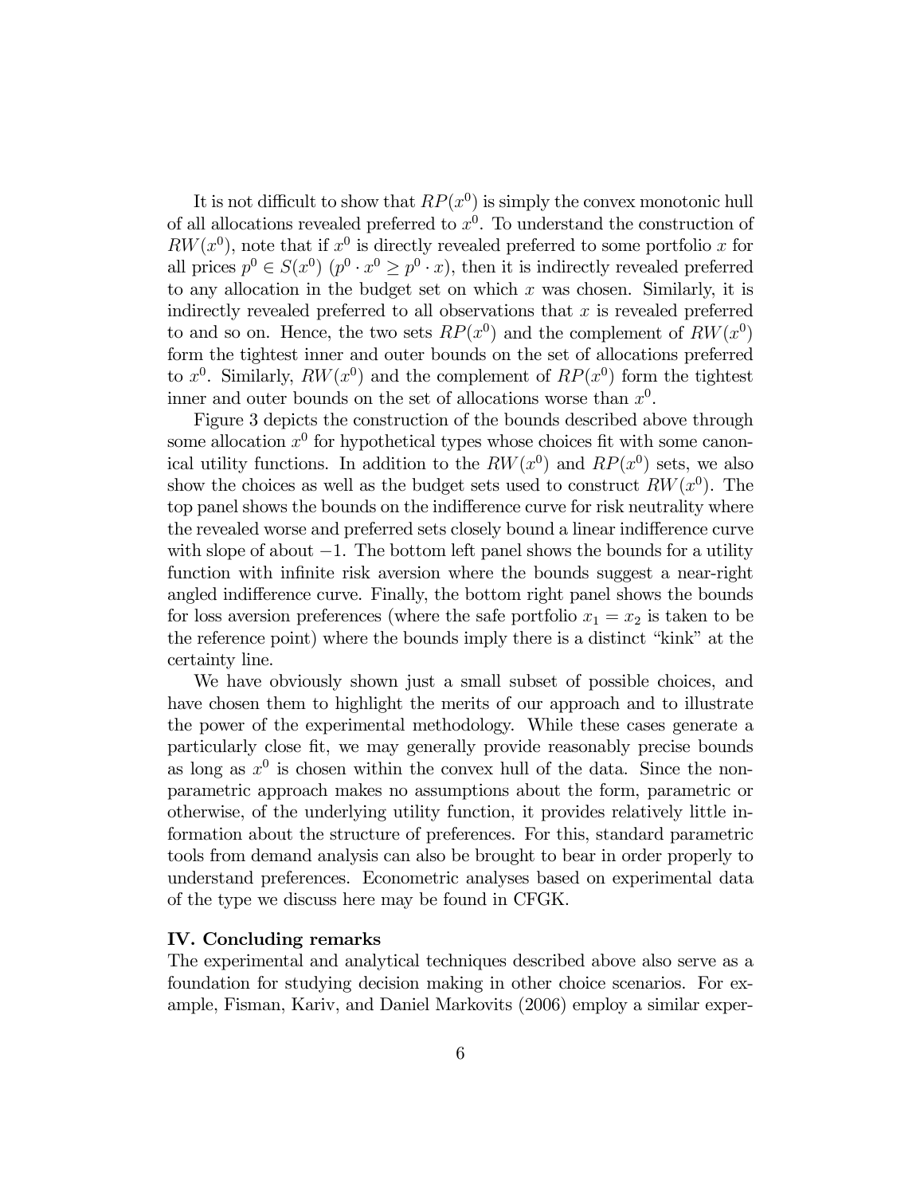It is not difficult to show that $RP(x^0)$ is simply the convex monotonic hull of all allocations revealed preferred to $x^0$. To understand the construction of $RW(x^0)$, note that if $x^0$ is directly revealed preferred to some portfolio $x$ for all prices $p^0 \in S(x^0)$ ($p^0 \cdot x^0 \geq p^0 \cdot x$), then it is indirectly revealed preferred to any allocation in the budget set on which $x$ was chosen. Similarly, it is indirectly revealed preferred to all observations that $x$ is revealed preferred to and so on. Hence, the two sets $RP(x^0)$ and the complement of $RW(x^0)$ form the tightest inner and outer bounds on the set of allocations preferred to $x^0$. Similarly, $RW(x^0)$ and the complement of $RP(x^0)$ form the tightest inner and outer bounds on the set of allocations worse than $x^0$.

Figure 3 depicts the construction of the bounds described above through some allocation $x^0$ for hypothetical types whose choices fit with some canonical utility functions. In addition to the $RW(x^0)$ and $RP(x^0)$ sets, we also show the choices as well as the budget sets used to construct $RW(x^0)$. The top panel shows the bounds on the indifference curve for risk neutrality where the revealed worse and preferred sets closely bound a linear indifference curve with slope of about $-1$. The bottom left panel shows the bounds for a utility function with infinite risk aversion where the bounds suggest a near-right angled indifference curve. Finally, the bottom right panel shows the bounds for loss aversion preferences (where the safe portfolio $x_1 = x_2$ is taken to be the reference point) where the bounds imply there is a distinct "kink" at the certainty line.

We have obviously shown just a small subset of possible choices, and have chosen them to highlight the merits of our approach and to illustrate the power of the experimental methodology. While these cases generate a particularly close fit, we may generally provide reasonably precise bounds as long as $x^0$ is chosen within the convex hull of the data. Since the nonparametric approach makes no assumptions about the form, parametric or otherwise, of the underlying utility function, it provides relatively little information about the structure of preferences. For this, standard parametric tools from demand analysis can also be brought to bear in order properly to understand preferences. Econometric analyses based on experimental data of the type we discuss here may be found in CFGK.

## IV. Concluding remarks

The experimental and analytical techniques described above also serve as a foundation for studying decision making in other choice scenarios. For example, Fisman, Kariv, and Daniel Markovits (2006) employ a similar exper-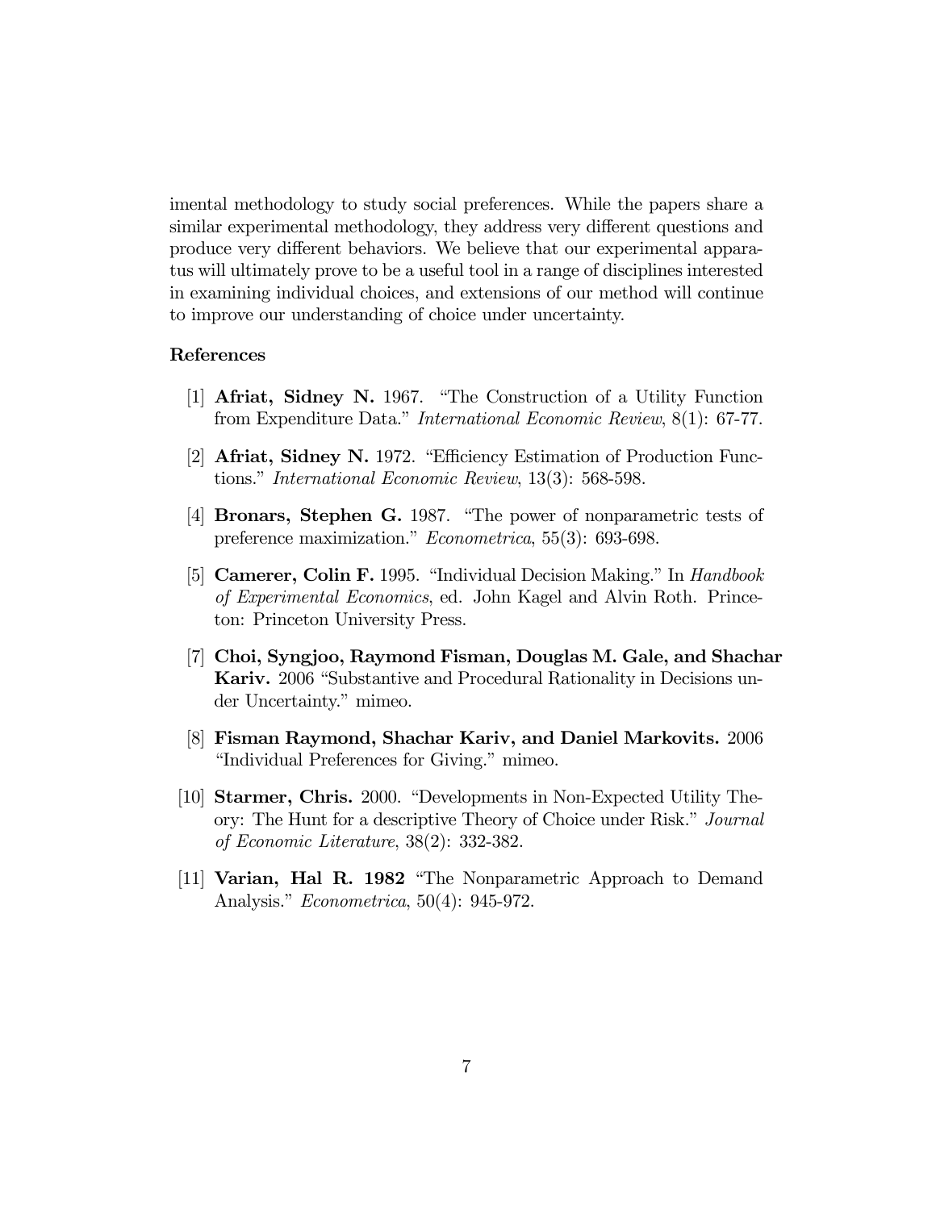imental methodology to study social preferences. While the papers share a similar experimental methodology, they address very different questions and produce very different behaviors. We believe that our experimental apparatus will ultimately prove to be a useful tool in a range of disciplines interested in examining individual choices, and extensions of our method will continue to improve our understanding of choice under uncertainty.

**References**

[1] **Afriat, Sidney N.** 1967. "The Construction of a Utility Function from Expenditure Data." *International Economic Review*, 8(1): 67-77.

[2] **Afriat, Sidney N.** 1972. "Efficiency Estimation of Production Functions." *International Economic Review*, 13(3): 568-598.

[4] **Bronars, Stephen G.** 1987. "The power of nonparametric tests of preference maximization." *Econometrica*, 55(3): 693-698.

[5] **Camerer, Colin F.** 1995. "Individual Decision Making." In *Handbook of Experimental Economics*, ed. John Kagel and Alvin Roth. Princeton: Princeton University Press.

[7] **Choi, Syngjoo, Raymond Fisman, Douglas M. Gale, and Shachar Kariv.** 2006 "Substantive and Procedural Rationality in Decisions under Uncertainty." mimeo.

[8] **Fisman Raymond, Shachar Kariv, and Daniel Markovits.** 2006 "Individual Preferences for Giving." mimeo.

[10] **Starmer, Chris.** 2000. "Developments in Non-Expected Utility Theory: The Hunt for a descriptive Theory of Choice under Risk." *Journal of Economic Literature*, 38(2): 332-382.

[11] **Varian, Hal R. 1982** "The Nonparametric Approach to Demand Analysis." *Econometrica*, 50(4): 945-972.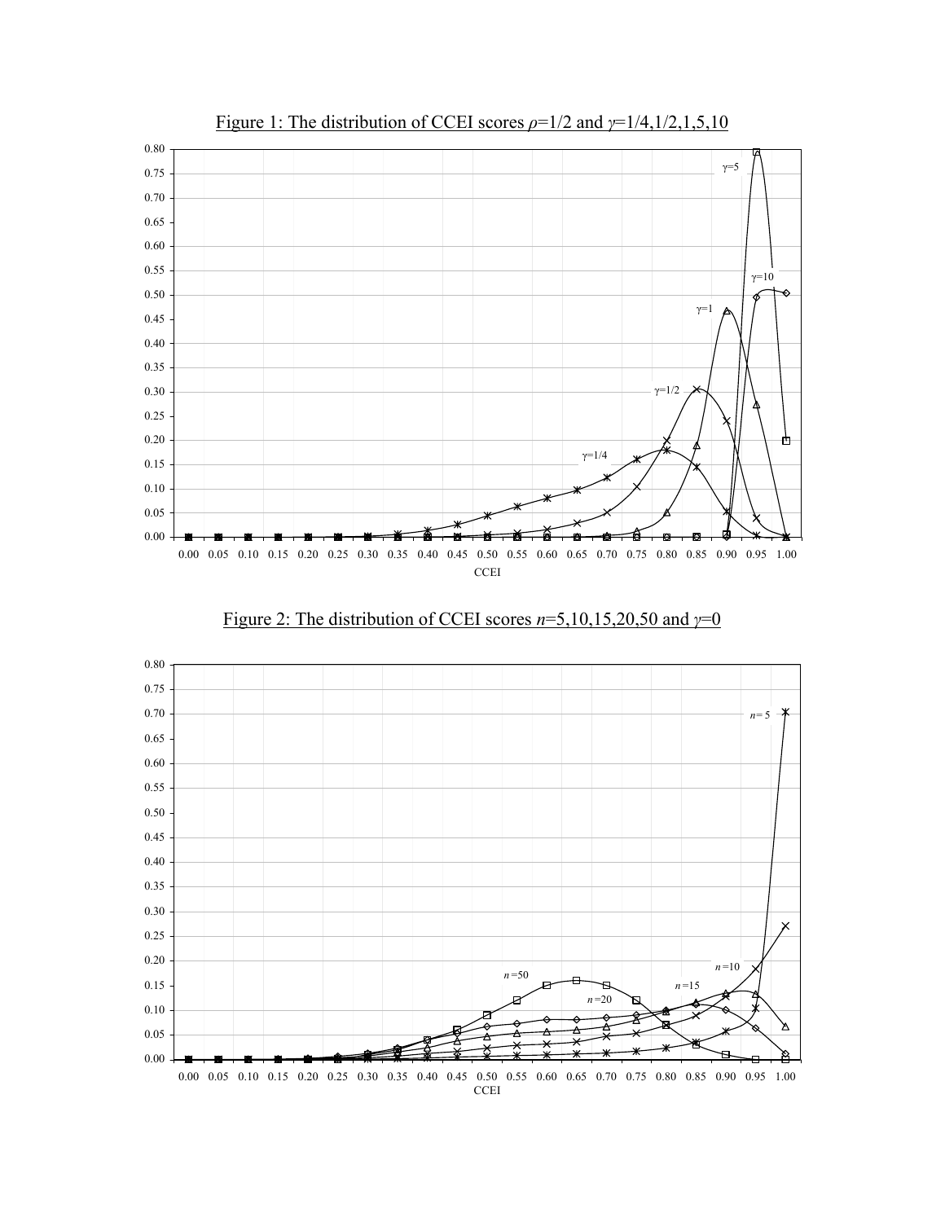Figure 1: The distribution of CCEI scores $\rho$=1/2 and $\gamma$=1/4,1/2,1,5,10

Figure 2: The distribution of CCEI scores $n$=5,10,15,20,50 and $\gamma$=0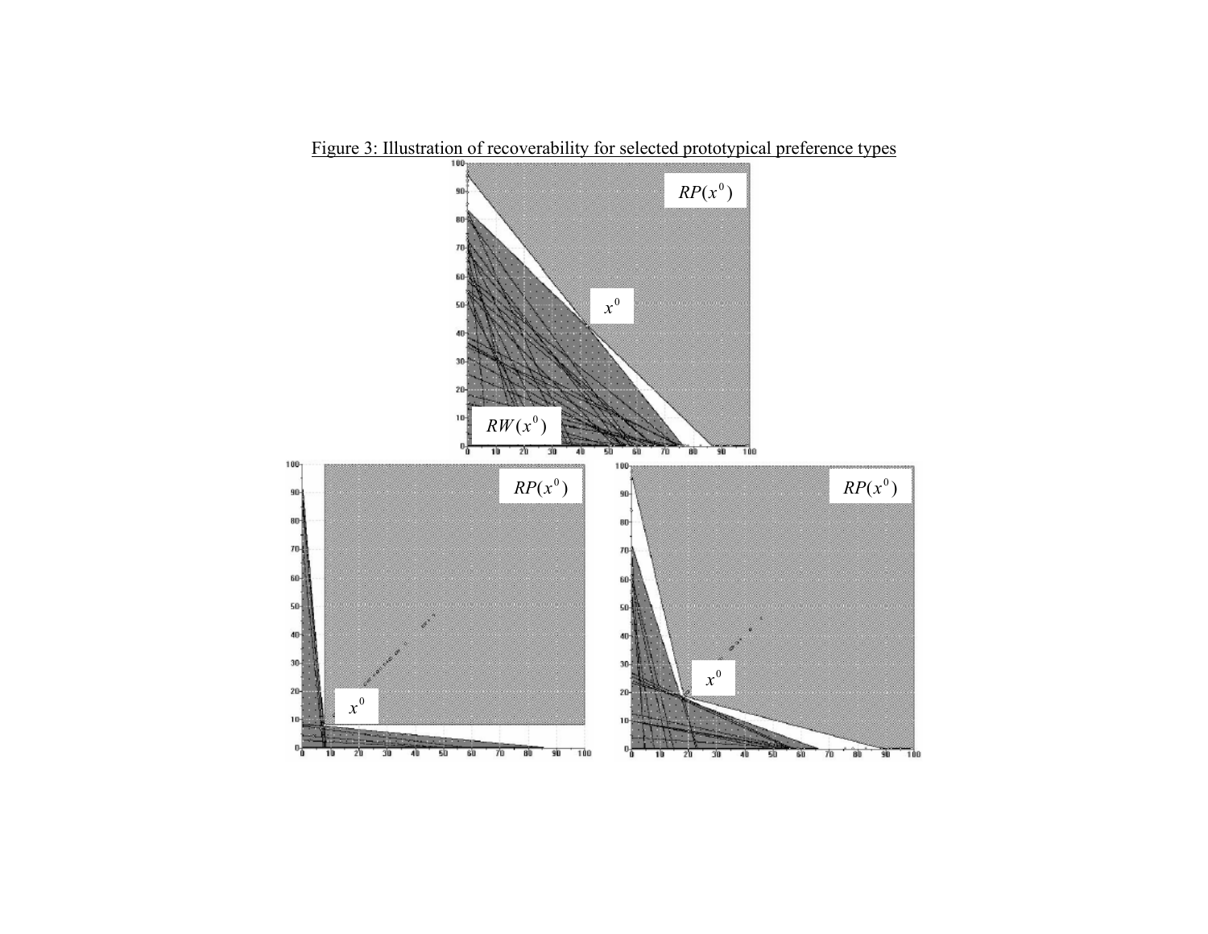Figure 3: Illustration of recoverability for selected prototypical preference types

$RP(x^0)$

$x^0$

$RW(x^0)$

0 10 20 30 40 50 60 70 80 90 100

$RP(x^0)$

$x^0$

0 10 20 30 40 50 60 70 80 90 100

$RP(x^0)$

$x^0$

0 10 20 30 40 50 60 70 80 90 100